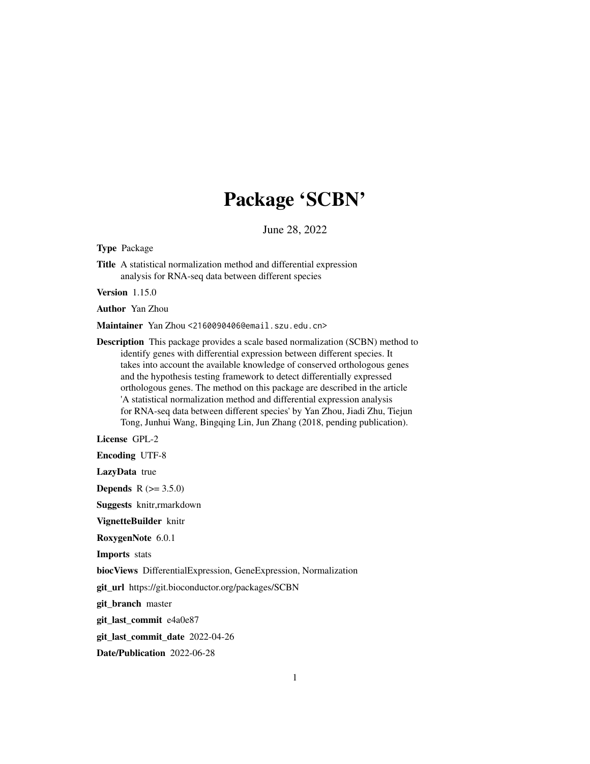# Package 'SCBN'

June 28, 2022

**Type** Package

**Title** A statistical normalization method and differential expression analysis for RNA-seq data between different species

**Version** 1.15.0

**Author** Yan Zhou

**Maintainer** Yan Zhou <2160090406@email.szu.edu.cn>

**Description** This package provides a scale based normalization (SCBN) method to identify genes with differential expression between different species. It takes into account the available knowledge of conserved orthologous genes and the hypothesis testing framework to detect differentially expressed orthologous genes. The method on this package are described in the article 'A statistical normalization method and differential expression analysis for RNA-seq data between different species' by Yan Zhou, Jiadi Zhu, Tiejun Tong, Junhui Wang, Bingqing Lin, Jun Zhang (2018, pending publication).

**License** GPL-2

**Encoding** UTF-8

**LazyData** true

**Depends** R (>= 3.5.0)

**Suggests** knitr,rmarkdown

**VignetteBuilder** knitr

**RoxygenNote** 6.0.1

**Imports** stats

**biocViews** DifferentialExpression, GeneExpression, Normalization

**git_url** https://git.bioconductor.org/packages/SCBN

**git_branch** master

**git_last_commit** e4a0e87

**git_last_commit_date** 2022-04-26

**Date/Publication** 2022-06-28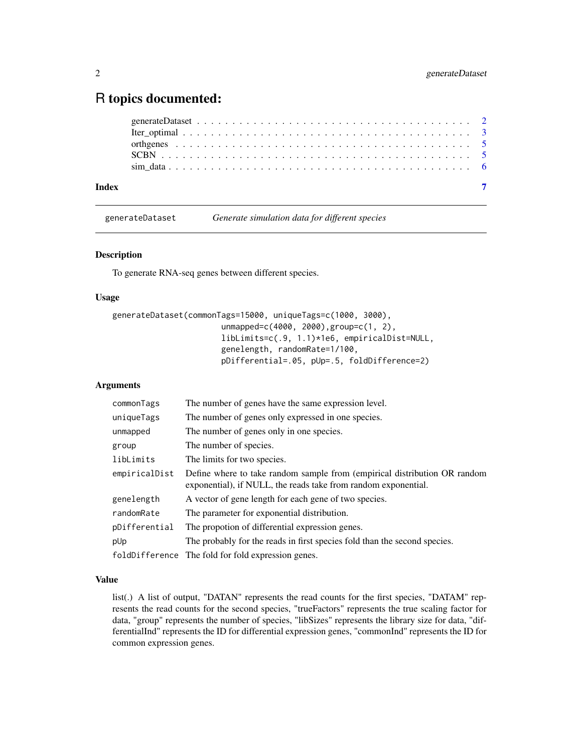# R topics documented:

| | |
|---|---|
| generateDataset | 2 |
| Iter_optimal | 3 |
| orthgenes | 5 |
| SCBN | 5 |
| sim_data | 6 |
| **Index** | **7** |

---

generateDataset &nbsp;&nbsp;&nbsp;&nbsp; *Generate simulation data for different species*

---

## Description

To generate RNA-seq genes between different species.

## Usage

```
generateDataset(commonTags=15000, uniqueTags=c(1000, 3000),
                      unmapped=c(4000, 2000),group=c(1, 2),
                      libLimits=c(.9, 1.1)*1e6, empiricalDist=NULL,
                      genelength, randomRate=1/100,
                      pDifferential=.05, pUp=.5, foldDifference=2)
```

## Arguments

| | |
|---|---|
| `commonTags` | The number of genes have the same expression level. |
| `uniqueTags` | The number of genes only expressed in one species. |
| `unmapped` | The number of genes only in one species. |
| `group` | The number of species. |
| `libLimits` | The limits for two species. |
| `empiricalDist` | Define where to take random sample from (empirical distribution OR random exponential), if NULL, the reads take from random exponential. |
| `genelength` | A vector of gene length for each gene of two species. |
| `randomRate` | The parameter for exponential distribution. |
| `pDifferential` | The propotion of differential expression genes. |
| `pUp` | The probably for the reads in first species fold than the second species. |
| `foldDifference` | The fold for fold expression genes. |

## Value

list(.) A list of output, "DATAN" represents the read counts for the first species, "DATAM" represents the read counts for the second species, "trueFactors" represents the true scaling factor for data, "group" represents the number of species, "libSizes" represents the library size for data, "differentialInd" represents the ID for differential expression genes, "commonInd" represents the ID for common expression genes.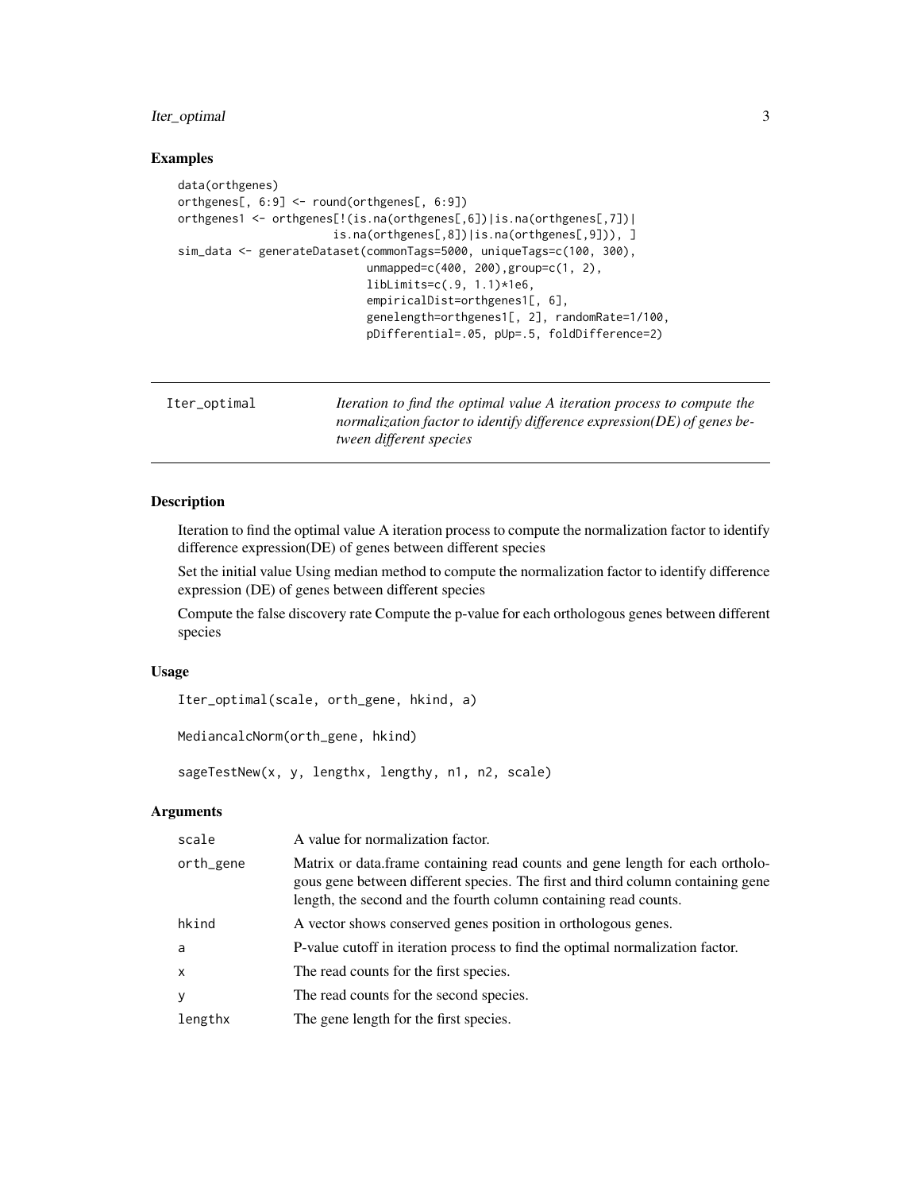## Examples

```
data(orthgenes)
orthgenes[, 6:9] <- round(orthgenes[, 6:9])
orthgenes1 <- orthgenes[!(is.na(orthgenes[,6])|is.na(orthgenes[,7])|
                        is.na(orthgenes[,8])|is.na(orthgenes[,9])), ]
sim_data <- generateDataset(commonTags=5000, uniqueTags=c(100, 300),
                            unmapped=c(400, 200),group=c(1, 2),
                            libLimits=c(.9, 1.1)*1e6,
                            empiricalDist=orthgenes1[, 6],
                            genelength=orthgenes1[, 2], randomRate=1/100,
                            pDifferential=.05, pUp=.5, foldDifference=2)
```

---

# Iter_optimal

*Iteration to find the optimal value A iteration process to compute the normalization factor to identify difference expression(DE) of genes between different species*

---

## Description

Iteration to find the optimal value A iteration process to compute the normalization factor to identify difference expression(DE) of genes between different species

Set the initial value Using median method to compute the normalization factor to identify difference expression (DE) of genes between different species

Compute the false discovery rate Compute the p-value for each orthologous genes between different species

## Usage

```
Iter_optimal(scale, orth_gene, hkind, a)

MediancalcNorm(orth_gene, hkind)

sageTestNew(x, y, lengthx, lengthy, n1, n2, scale)
```

## Arguments

| | |
|---|---|
| scale | A value for normalization factor. |
| orth_gene | Matrix or data.frame containing read counts and gene length for each orthologous gene between different species. The first and third column containing gene length, the second and the fourth column containing read counts. |
| hkind | A vector shows conserved genes position in orthologous genes. |
| a | P-value cutoff in iteration process to find the optimal normalization factor. |
| x | The read counts for the first species. |
| y | The read counts for the second species. |
| lengthx | The gene length for the first species. |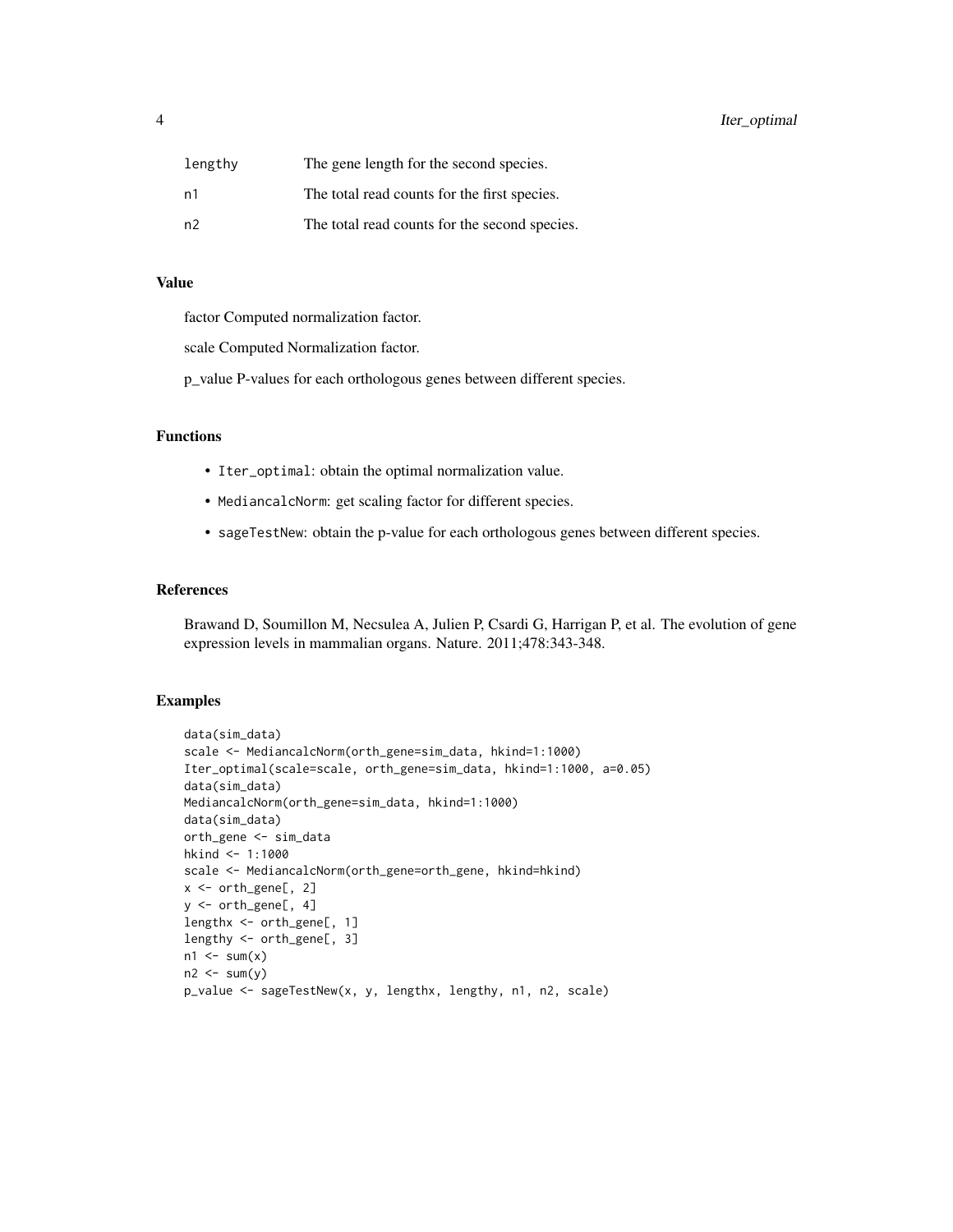| | |
|---|---|
| lengthy | The gene length for the second species. |
| n1 | The total read counts for the first species. |
| n2 | The total read counts for the second species. |

## Value

factor Computed normalization factor.

scale Computed Normalization factor.

p_value P-values for each orthologous genes between different species.

## Functions

- `Iter_optimal`: obtain the optimal normalization value.
- `MediancalcNorm`: get scaling factor for different species.
- `sageTestNew`: obtain the p-value for each orthologous genes between different species.

## References

Brawand D, Soumillon M, Necsulea A, Julien P, Csardi G, Harrigan P, et al. The evolution of gene expression levels in mammalian organs. Nature. 2011;478:343-348.

## Examples

```
data(sim_data)
scale <- MediancalcNorm(orth_gene=sim_data, hkind=1:1000)
Iter_optimal(scale=scale, orth_gene=sim_data, hkind=1:1000, a=0.05)
data(sim_data)
MediancalcNorm(orth_gene=sim_data, hkind=1:1000)
data(sim_data)
orth_gene <- sim_data
hkind <- 1:1000
scale <- MediancalcNorm(orth_gene=orth_gene, hkind=hkind)
x <- orth_gene[, 2]
y <- orth_gene[, 4]
lengthx <- orth_gene[, 1]
lengthy <- orth_gene[, 3]
n1 <- sum(x)
n2 <- sum(y)
p_value <- sageTestNew(x, y, lengthx, lengthy, n1, n2, scale)
```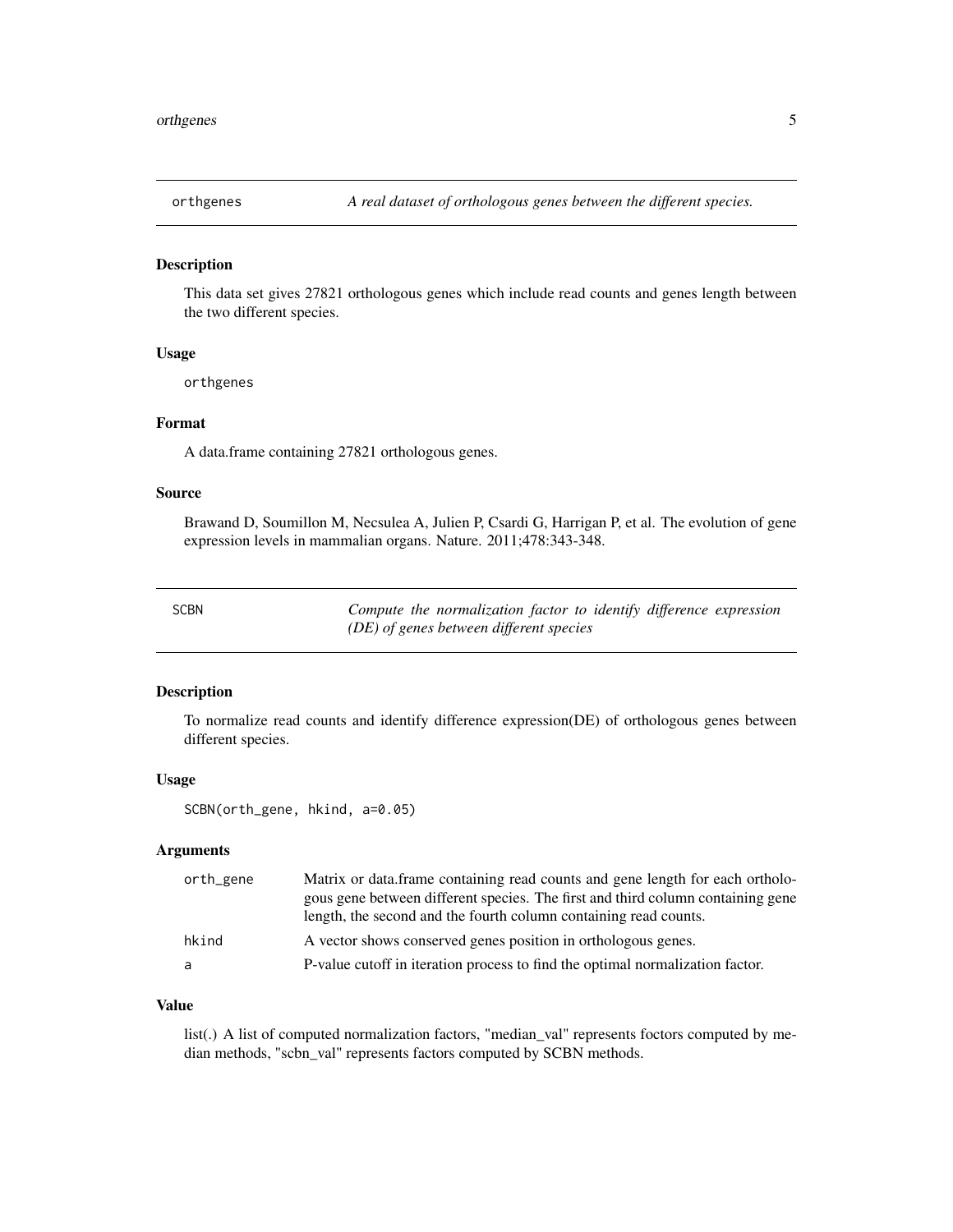## orthgenes — *A real dataset of orthologous genes between the different species.*

### Description

This data set gives 27821 orthologous genes which include read counts and genes length between the two different species.

### Usage

```
orthgenes
```

### Format

A data.frame containing 27821 orthologous genes.

### Source

Brawand D, Soumillon M, Necsulea A, Julien P, Csardi G, Harrigan P, et al. The evolution of gene expression levels in mammalian organs. Nature. 2011;478:343-348.

## SCBN — *Compute the normalization factor to identify difference expression (DE) of genes between different species*

### Description

To normalize read counts and identify difference expression(DE) of orthologous genes between different species.

### Usage

```
SCBN(orth_gene, hkind, a=0.05)
```

### Arguments

| | |
|---|---|
| orth_gene | Matrix or data.frame containing read counts and gene length for each orthologous gene between different species. The first and third column containing gene length, the second and the fourth column containing read counts. |
| hkind | A vector shows conserved genes position in orthologous genes. |
| a | P-value cutoff in iteration process to find the optimal normalization factor. |

### Value

list(.) A list of computed normalization factors, "median_val" represents foctors computed by median methods, "scbn_val" represents factors computed by SCBN methods.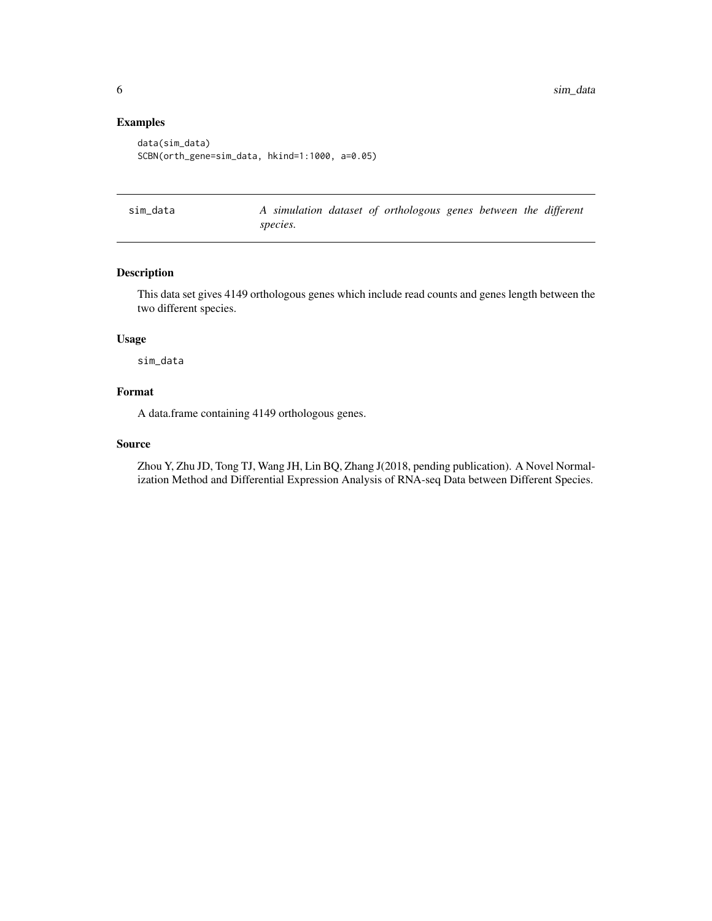### Examples

```
data(sim_data)
SCBN(orth_gene=sim_data, hkind=1:1000, a=0.05)
```

---

## sim_data — *A simulation dataset of orthologous genes between the different species.*

---

### Description

This data set gives 4149 orthologous genes which include read counts and genes length between the two different species.

### Usage

```
sim_data
```

### Format

A data.frame containing 4149 orthologous genes.

### Source

Zhou Y, Zhu JD, Tong TJ, Wang JH, Lin BQ, Zhang J(2018, pending publication). A Novel Normalization Method and Differential Expression Analysis of RNA-seq Data between Different Species.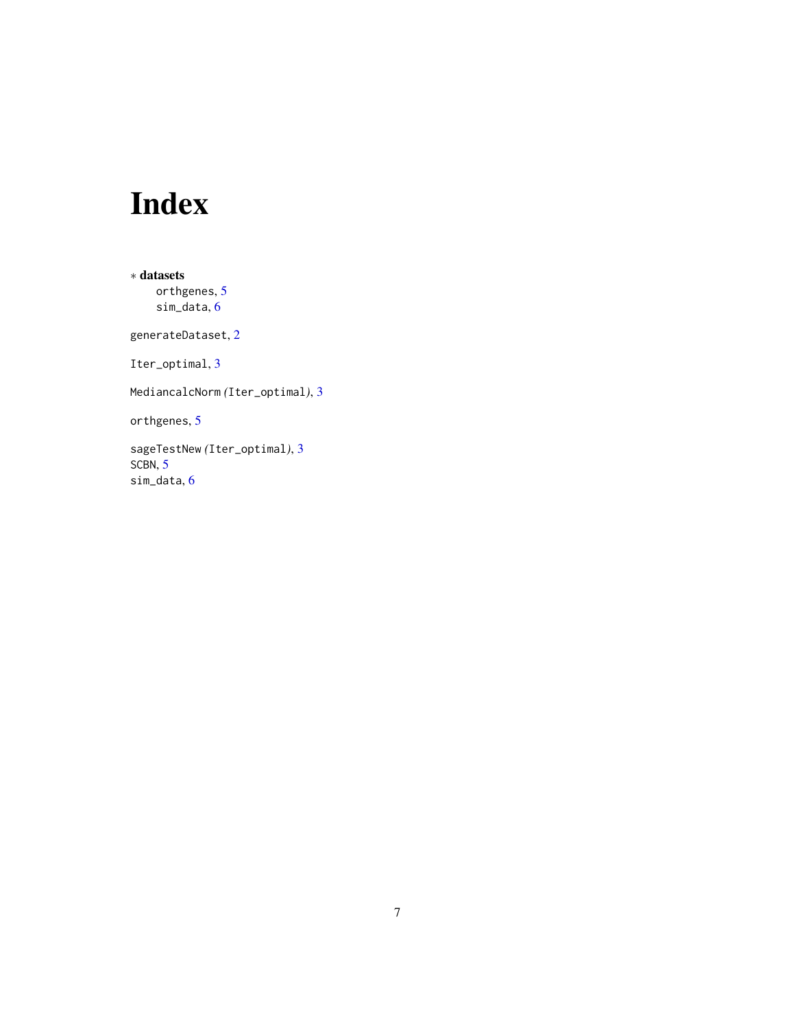# Index

∗ **datasets**
    orthgenes, 5
    sim_data, 6

generateDataset, 2

Iter_optimal, 3

MediancalcNorm *(*Iter_optimal*)*, 3

orthgenes, 5

sageTestNew *(*Iter_optimal*)*, 3
SCBN, 5
sim_data, 6